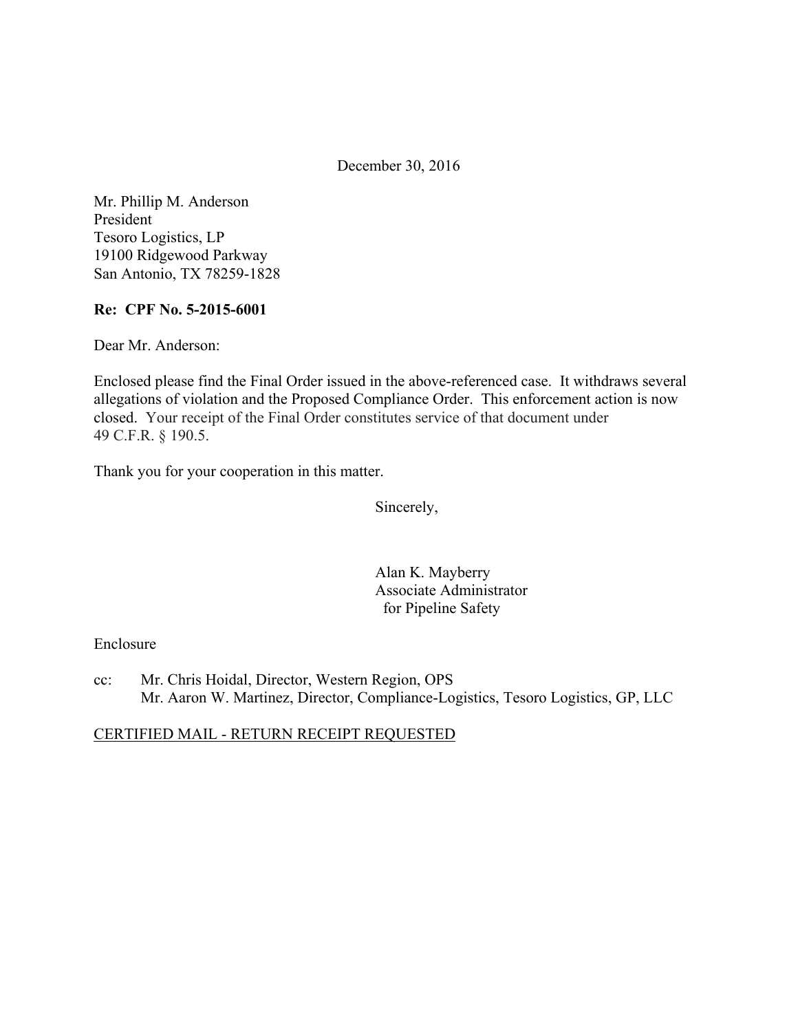December 30, 2016

Mr. Phillip M. Anderson
President
Tesoro Logistics, LP
19100 Ridgewood Parkway
San Antonio, TX 78259-1828

**Re: CPF No. 5-2015-6001**

Dear Mr. Anderson:

Enclosed please find the Final Order issued in the above-referenced case. It withdraws several allegations of violation and the Proposed Compliance Order. This enforcement action is now closed. Your receipt of the Final Order constitutes service of that document under 49 C.F.R. § 190.5.

Thank you for your cooperation in this matter.

Sincerely,

Alan K. Mayberry
Associate Administrator
for Pipeline Safety

Enclosure

cc: Mr. Chris Hoidal, Director, Western Region, OPS
Mr. Aaron W. Martinez, Director, Compliance-Logistics, Tesoro Logistics, GP, LLC

CERTIFIED MAIL - RETURN RECEIPT REQUESTED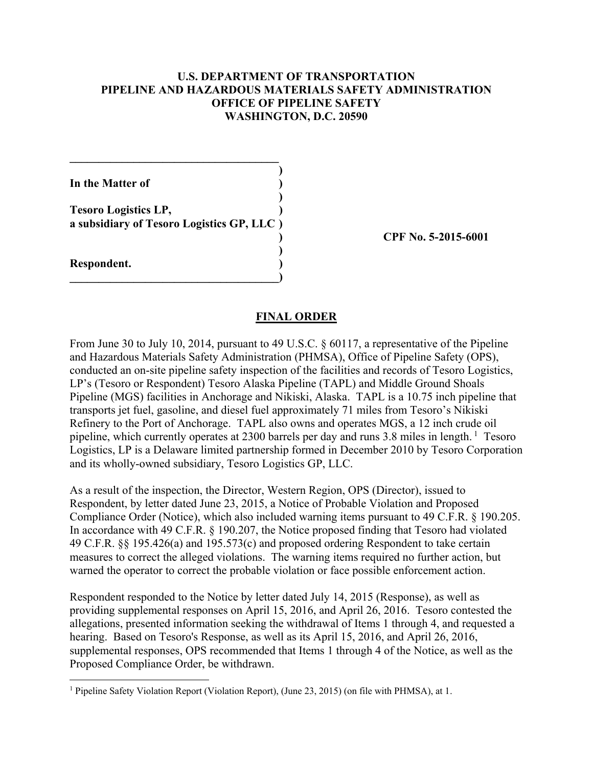**U.S. DEPARTMENT OF TRANSPORTATION**
**PIPELINE AND HAZARDOUS MATERIALS SAFETY ADMINISTRATION**
**OFFICE OF PIPELINE SAFETY**
**WASHINGTON, D.C. 20590**

| | |
|---|---|
| **In the Matter of** | |
| **Tesoro Logistics LP,** | |
| **a subsidiary of Tesoro Logistics GP, LLC** | **CPF No. 5-2015-6001** |
| **Respondent.** | |

## FINAL ORDER

From June 30 to July 10, 2014, pursuant to 49 U.S.C. § 60117, a representative of the Pipeline and Hazardous Materials Safety Administration (PHMSA), Office of Pipeline Safety (OPS), conducted an on-site pipeline safety inspection of the facilities and records of Tesoro Logistics, LP's (Tesoro or Respondent) Tesoro Alaska Pipeline (TAPL) and Middle Ground Shoals Pipeline (MGS) facilities in Anchorage and Nikiski, Alaska. TAPL is a 10.75 inch pipeline that transports jet fuel, gasoline, and diesel fuel approximately 71 miles from Tesoro's Nikiski Refinery to the Port of Anchorage. TAPL also owns and operates MGS, a 12 inch crude oil pipeline, which currently operates at 2300 barrels per day and runs 3.8 miles in length.[1] Tesoro Logistics, LP is a Delaware limited partnership formed in December 2010 by Tesoro Corporation and its wholly-owned subsidiary, Tesoro Logistics GP, LLC.

As a result of the inspection, the Director, Western Region, OPS (Director), issued to Respondent, by letter dated June 23, 2015, a Notice of Probable Violation and Proposed Compliance Order (Notice), which also included warning items pursuant to 49 C.F.R. § 190.205. In accordance with 49 C.F.R. § 190.207, the Notice proposed finding that Tesoro had violated 49 C.F.R. §§ 195.426(a) and 195.573(c) and proposed ordering Respondent to take certain measures to correct the alleged violations. The warning items required no further action, but warned the operator to correct the probable violation or face possible enforcement action.

Respondent responded to the Notice by letter dated July 14, 2015 (Response), as well as providing supplemental responses on April 15, 2016, and April 26, 2016. Tesoro contested the allegations, presented information seeking the withdrawal of Items 1 through 4, and requested a hearing. Based on Tesoro's Response, as well as its April 15, 2016, and April 26, 2016, supplemental responses, OPS recommended that Items 1 through 4 of the Notice, as well as the Proposed Compliance Order, be withdrawn.

[1] Pipeline Safety Violation Report (Violation Report), (June 23, 2015) (on file with PHMSA), at 1.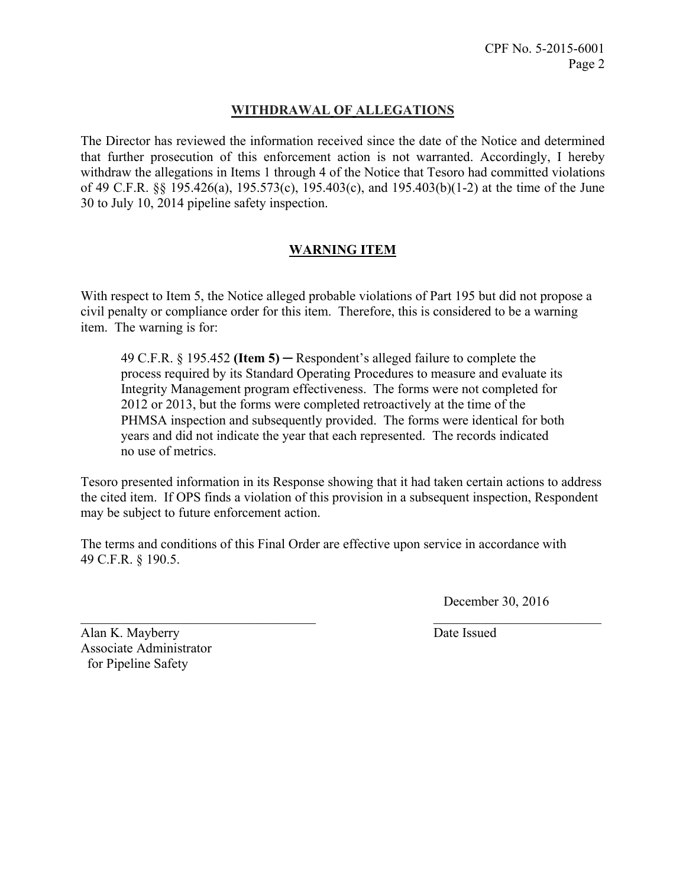## WITHDRAWAL OF ALLEGATIONS

The Director has reviewed the information received since the date of the Notice and determined that further prosecution of this enforcement action is not warranted. Accordingly, I hereby withdraw the allegations in Items 1 through 4 of the Notice that Tesoro had committed violations of 49 C.F.R. §§ 195.426(a), 195.573(c), 195.403(c), and 195.403(b)(1-2) at the time of the June 30 to July 10, 2014 pipeline safety inspection.

## WARNING ITEM

With respect to Item 5, the Notice alleged probable violations of Part 195 but did not propose a civil penalty or compliance order for this item. Therefore, this is considered to be a warning item. The warning is for:

> 49 C.F.R. § 195.452 **(Item 5)** ─ Respondent's alleged failure to complete the process required by its Standard Operating Procedures to measure and evaluate its Integrity Management program effectiveness. The forms were not completed for 2012 or 2013, but the forms were completed retroactively at the time of the PHMSA inspection and subsequently provided. The forms were identical for both years and did not indicate the year that each represented. The records indicated no use of metrics.

Tesoro presented information in its Response showing that it had taken certain actions to address the cited item. If OPS finds a violation of this provision in a subsequent inspection, Respondent may be subject to future enforcement action.

The terms and conditions of this Final Order are effective upon service in accordance with 49 C.F.R. § 190.5.

\_\_\_\_\_\_\_\_\_\_\_\_\_\_\_\_\_\_\_\_\_\_\_\_\_\_\_\_\_\_\_\_\_\_
Alan K. Mayberry
Associate Administrator
for Pipeline Safety

December 30, 2016
\_\_\_\_\_\_\_\_\_\_\_\_\_\_\_\_\_\_\_\_\_\_\_\_\_\_
Date Issued